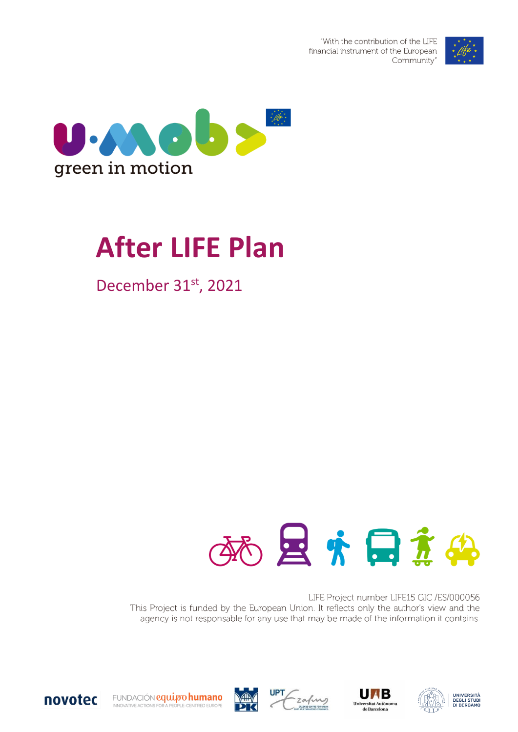"With the contribution of the LIFE financial instrument of the European Community"

green in motion

# After LIFE Plan

December 31st, 2021

LIFE Project number LIFE15 GIC /ES/000056

This Project is funded by the European Union. It reflects only the author's view and the agency is not responsable for any use that may be made of the information it contains.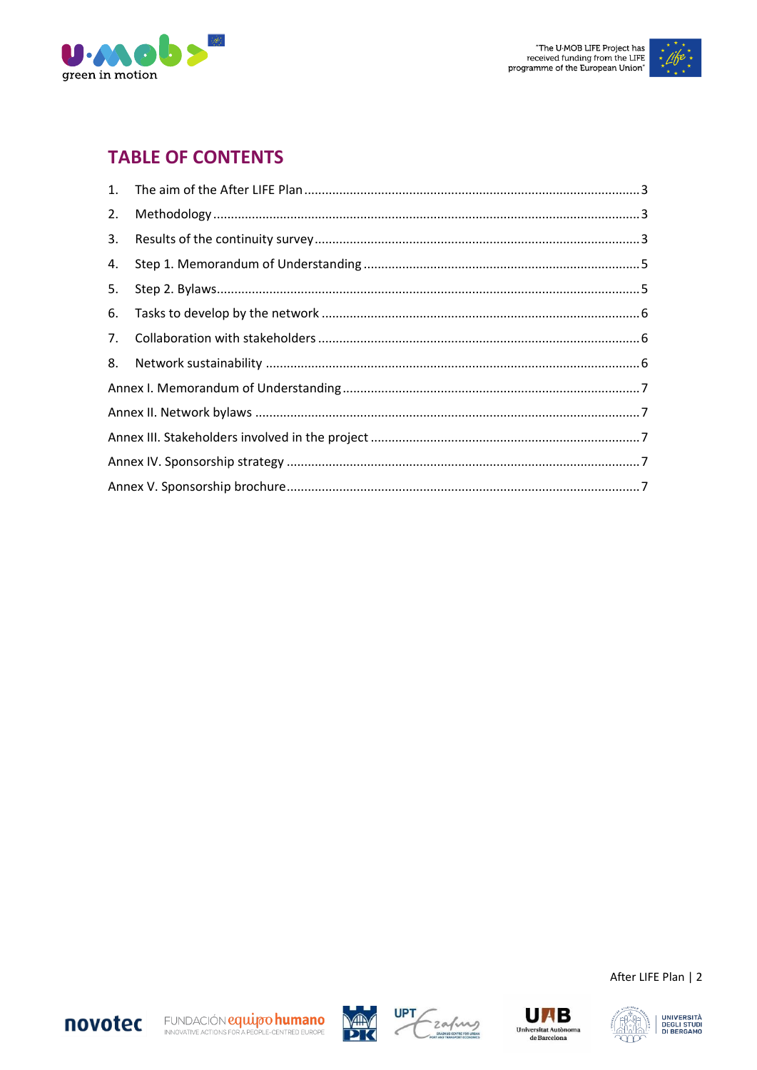## TABLE OF CONTENTS

1. The aim of the After LIFE Plan ............ 3
2. Methodology ............ 3
3. Results of the continuity survey ............ 3
4. Step 1. Memorandum of Understanding ............ 5
5. Step 2. Bylaws ............ 5
6. Tasks to develop by the network ............ 6
7. Collaboration with stakeholders ............ 6
8. Network sustainability ............ 6

Annex I. Memorandum of Understanding ............ 7

Annex II. Network bylaws ............ 7

Annex III. Stakeholders involved in the project ............ 7

Annex IV. Sponsorship strategy ............ 7

Annex V. Sponsorship brochure ............ 7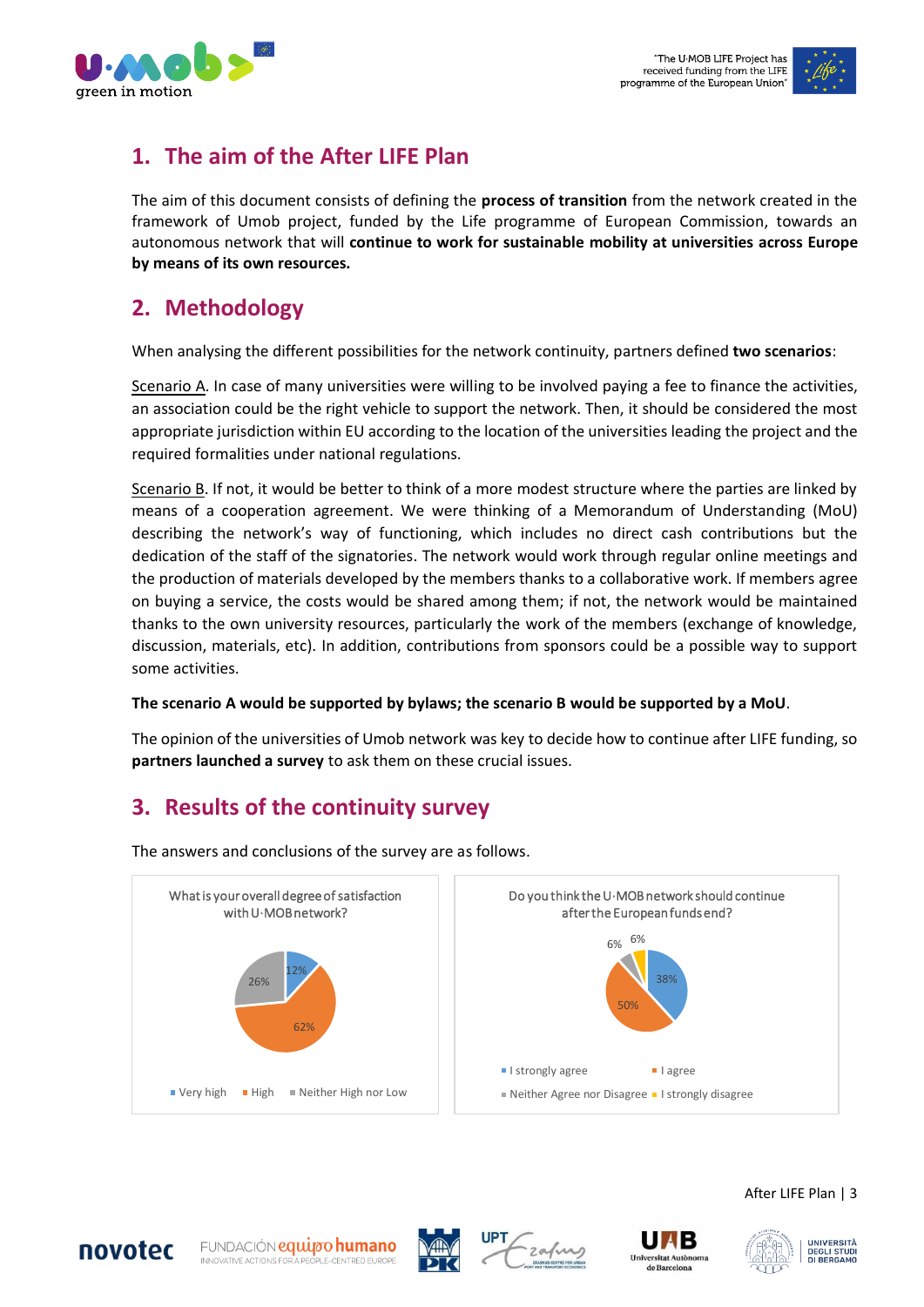## 1. The aim of the After LIFE Plan

The aim of this document consists of defining the **process of transition** from the network created in the framework of Umob project, funded by the Life programme of European Commission, towards an autonomous network that will **continue to work for sustainable mobility at universities across Europe by means of its own resources.**

## 2. Methodology

When analysing the different possibilities for the network continuity, partners defined **two scenarios**:

Scenario A. In case of many universities were willing to be involved paying a fee to finance the activities, an association could be the right vehicle to support the network. Then, it should be considered the most appropriate jurisdiction within EU according to the location of the universities leading the project and the required formalities under national regulations.

Scenario B. If not, it would be better to think of a more modest structure where the parties are linked by means of a cooperation agreement. We were thinking of a Memorandum of Understanding (MoU) describing the network's way of functioning, which includes no direct cash contributions but the dedication of the staff of the signatories. The network would work through regular online meetings and the production of materials developed by the members thanks to a collaborative work. If members agree on buying a service, the costs would be shared among them; if not, the network would be maintained thanks to the own university resources, particularly the work of the members (exchange of knowledge, discussion, materials, etc). In addition, contributions from sponsors could be a possible way to support some activities.

**The scenario A would be supported by bylaws; the scenario B would be supported by a MoU**.

The opinion of the universities of Umob network was key to decide how to continue after LIFE funding, so **partners launched a survey** to ask them on these crucial issues.

## 3. Results of the continuity survey

The answers and conclusions of the survey are as follows.

What is your overall degree of satisfaction with U·MOB network?

| Answer | % |
|---|---|
| Very high | 12% |
| High | 62% |
| Neither High nor Low | 26% |

Do you think the U·MOB network should continue after the European funds end?

| Answer | % |
|---|---|
| I strongly agree | 38% |
| I agree | 50% |
| Neither Agree nor Disagree | 6% |
| I strongly disagree | 6% |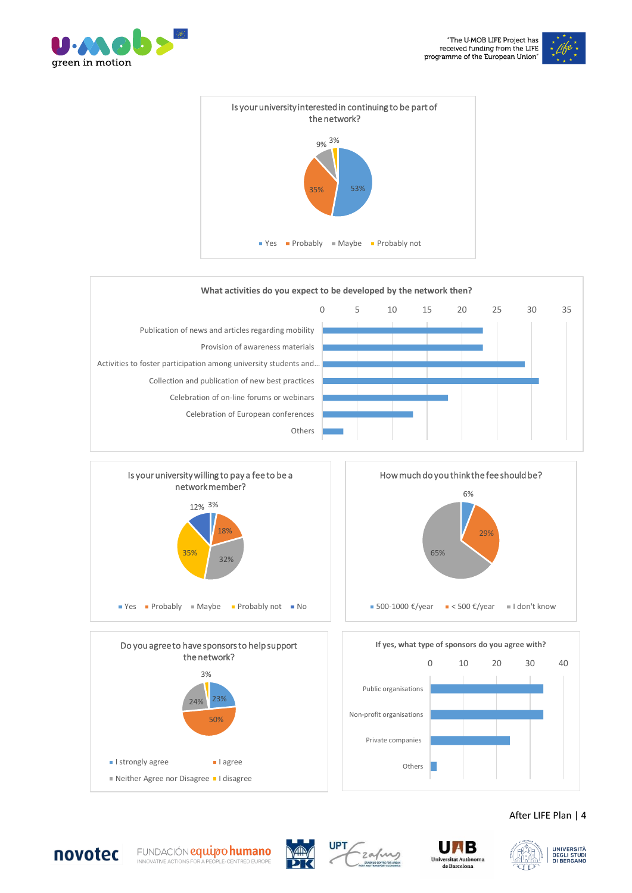**Is your university interested in continuing to be part of the network?**

| Answer | % |
|---|---|
| Yes | 53% |
| Probably | 35% |
| Maybe | 9% |
| Probably not | 3% |

**What activities do you expect to be developed by the network then?**

| Activity | Responses (approx.) |
|---|---|
| Publication of news and articles regarding mobility | 23 |
| Provision of awareness materials | 23 |
| Activities to foster participation among university students and... | 29 |
| Collection and publication of new best practices | 31 |
| Celebration of on-line forums or webinars | 18 |
| Celebration of European conferences | 13 |
| Others | 3 |

**Is your university willing to pay a fee to be a network member?**

| Answer | % |
|---|---|
| Yes | 3% |
| Probably | 18% |
| Maybe | 32% |
| Probably not | 35% |
| No | 12% |

**How much do you think the fee should be?**

| Answer | % |
|---|---|
| 500-1000 €/year | 6% |
| < 500 €/year | 29% |
| I don't know | 65% |

**Do you agree to have sponsors to help support the network?**

| Answer | % |
|---|---|
| I strongly agree | 23% |
| I agree | 50% |
| Neither Agree nor Disagree | 24% |
| I disagree | 3% |

**If yes, what type of sponsors do you agree with?**

| Type | Responses (approx.) |
|---|---|
| Public organisations | 34 |
| Non-profit organisations | 34 |
| Private companies | 24 |
| Others | 2 |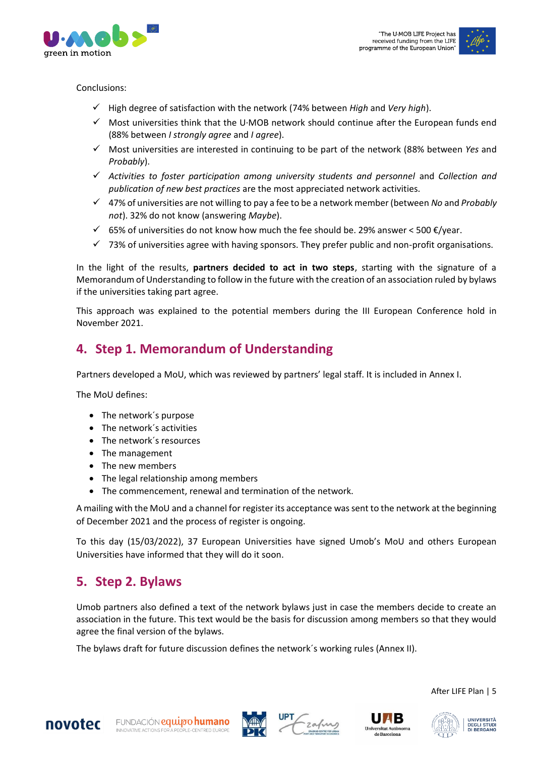Conclusions:

- ✓ High degree of satisfaction with the network (74% between *High* and *Very high*).
- ✓ Most universities think that the U·MOB network should continue after the European funds end (88% between *I strongly agree* and *I agree*).
- ✓ Most universities are interested in continuing to be part of the network (88% between *Yes* and *Probably*).
- ✓ *Activities to foster participation among university students and personnel* and *Collection and publication of new best practices* are the most appreciated network activities.
- ✓ 47% of universities are not willing to pay a fee to be a network member (between *No* and *Probably not*). 32% do not know (answering *Maybe*).
- ✓ 65% of universities do not know how much the fee should be. 29% answer < 500 €/year.
- ✓ 73% of universities agree with having sponsors. They prefer public and non-profit organisations.

In the light of the results, **partners decided to act in two steps**, starting with the signature of a Memorandum of Understanding to follow in the future with the creation of an association ruled by bylaws if the universities taking part agree.

This approach was explained to the potential members during the III European Conference hold in November 2021.

## 4. Step 1. Memorandum of Understanding

Partners developed a MoU, which was reviewed by partners' legal staff. It is included in Annex I.

The MoU defines:

- The network´s purpose
- The network´s activities
- The network´s resources
- The management
- The new members
- The legal relationship among members
- The commencement, renewal and termination of the network.

A mailing with the MoU and a channel for register its acceptance was sent to the network at the beginning of December 2021 and the process of register is ongoing.

To this day (15/03/2022), 37 European Universities have signed Umob's MoU and others European Universities have informed that they will do it soon.

## 5. Step 2. Bylaws

Umob partners also defined a text of the network bylaws just in case the members decide to create an association in the future. This text would be the basis for discussion among members so that they would agree the final version of the bylaws.

The bylaws draft for future discussion defines the network´s working rules (Annex II).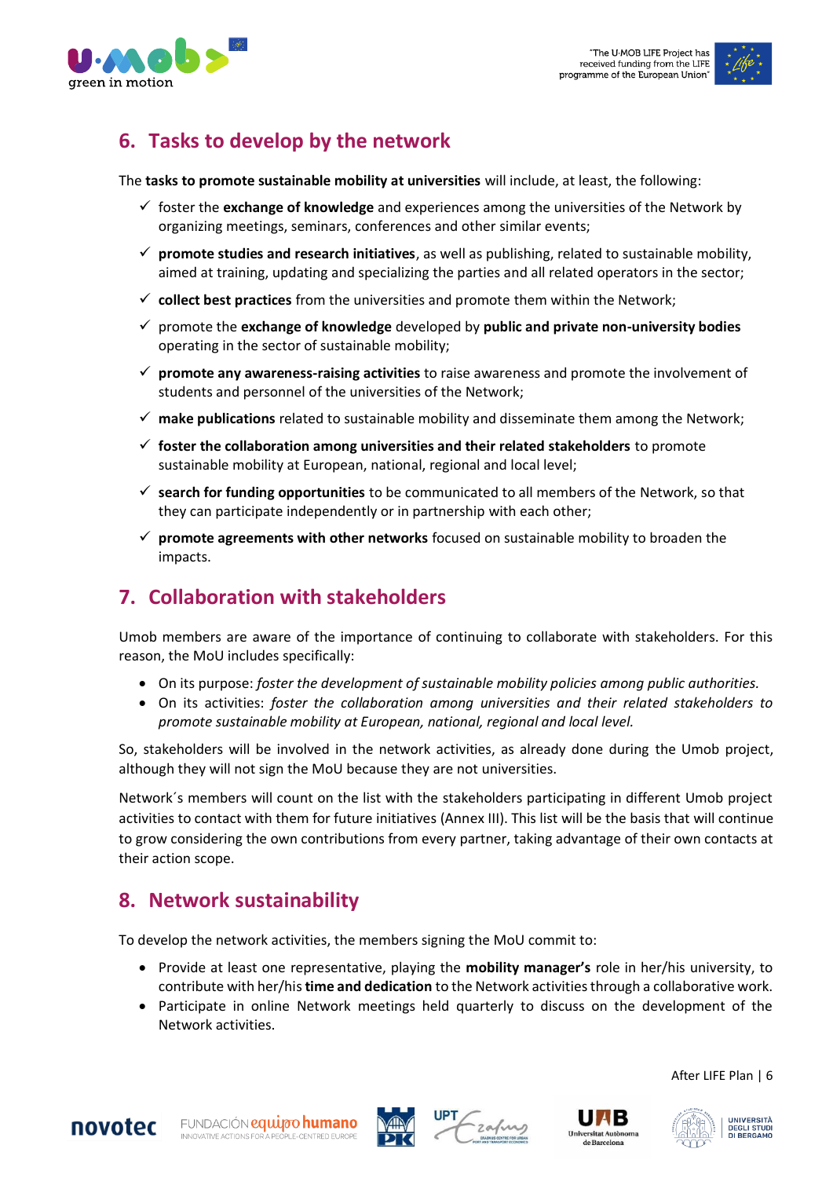## 6. Tasks to develop by the network

The **tasks to promote sustainable mobility at universities** will include, at least, the following:

- ✓ foster the **exchange of knowledge** and experiences among the universities of the Network by organizing meetings, seminars, conferences and other similar events;
- ✓ **promote studies and research initiatives**, as well as publishing, related to sustainable mobility, aimed at training, updating and specializing the parties and all related operators in the sector;
- ✓ **collect best practices** from the universities and promote them within the Network;
- ✓ promote the **exchange of knowledge** developed by **public and private non-university bodies** operating in the sector of sustainable mobility;
- ✓ **promote any awareness-raising activities** to raise awareness and promote the involvement of students and personnel of the universities of the Network;
- ✓ **make publications** related to sustainable mobility and disseminate them among the Network;
- ✓ **foster the collaboration among universities and their related stakeholders** to promote sustainable mobility at European, national, regional and local level;
- ✓ **search for funding opportunities** to be communicated to all members of the Network, so that they can participate independently or in partnership with each other;
- ✓ **promote agreements with other networks** focused on sustainable mobility to broaden the impacts.

## 7. Collaboration with stakeholders

Umob members are aware of the importance of continuing to collaborate with stakeholders. For this reason, the MoU includes specifically:

- On its purpose: *foster the development of sustainable mobility policies among public authorities.*
- On its activities: *foster the collaboration among universities and their related stakeholders to promote sustainable mobility at European, national, regional and local level.*

So, stakeholders will be involved in the network activities, as already done during the Umob project, although they will not sign the MoU because they are not universities.

Network´s members will count on the list with the stakeholders participating in different Umob project activities to contact with them for future initiatives (Annex III). This list will be the basis that will continue to grow considering the own contributions from every partner, taking advantage of their own contacts at their action scope.

## 8. Network sustainability

To develop the network activities, the members signing the MoU commit to:

- Provide at least one representative, playing the **mobility manager's** role in her/his university, to contribute with her/his **time and dedication** to the Network activities through a collaborative work.
- Participate in online Network meetings held quarterly to discuss on the development of the Network activities.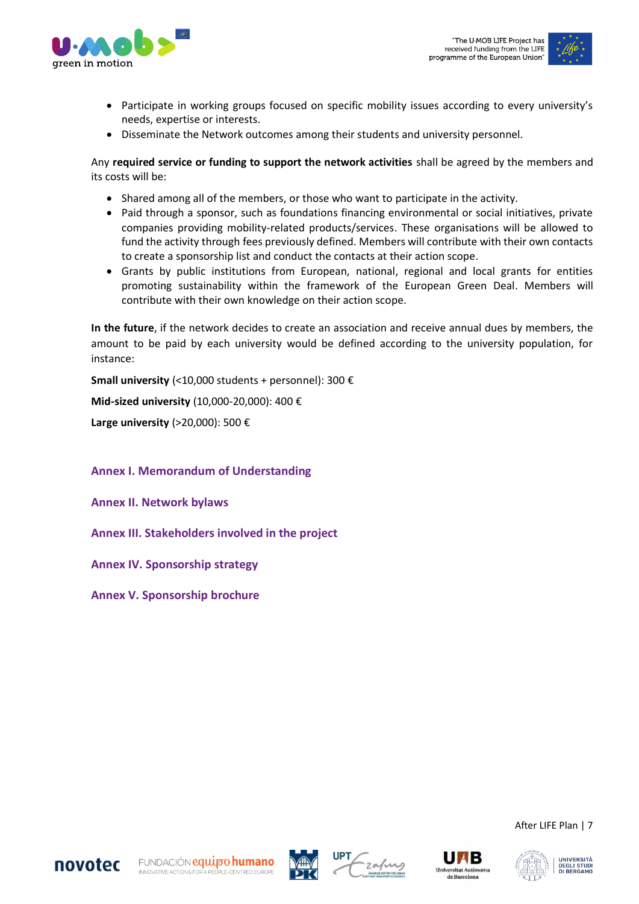- Participate in working groups focused on specific mobility issues according to every university's needs, expertise or interests.
- Disseminate the Network outcomes among their students and university personnel.

Any **required service or funding to support the network activities** shall be agreed by the members and its costs will be:

- Shared among all of the members, or those who want to participate in the activity.
- Paid through a sponsor, such as foundations financing environmental or social initiatives, private companies providing mobility-related products/services. These organisations will be allowed to fund the activity through fees previously defined. Members will contribute with their own contacts to create a sponsorship list and conduct the contacts at their action scope.
- Grants by public institutions from European, national, regional and local grants for entities promoting sustainability within the framework of the European Green Deal. Members will contribute with their own knowledge on their action scope.

**In the future**, if the network decides to create an association and receive annual dues by members, the amount to be paid by each university would be defined according to the university population, for instance:

**Small university** (<10,000 students + personnel): 300 €

**Mid-sized university** (10,000-20,000): 400 €

**Large university** (>20,000): 500 €

## Annex I. Memorandum of Understanding

## Annex II. Network bylaws

## Annex III. Stakeholders involved in the project

## Annex IV. Sponsorship strategy

## Annex V. Sponsorship brochure